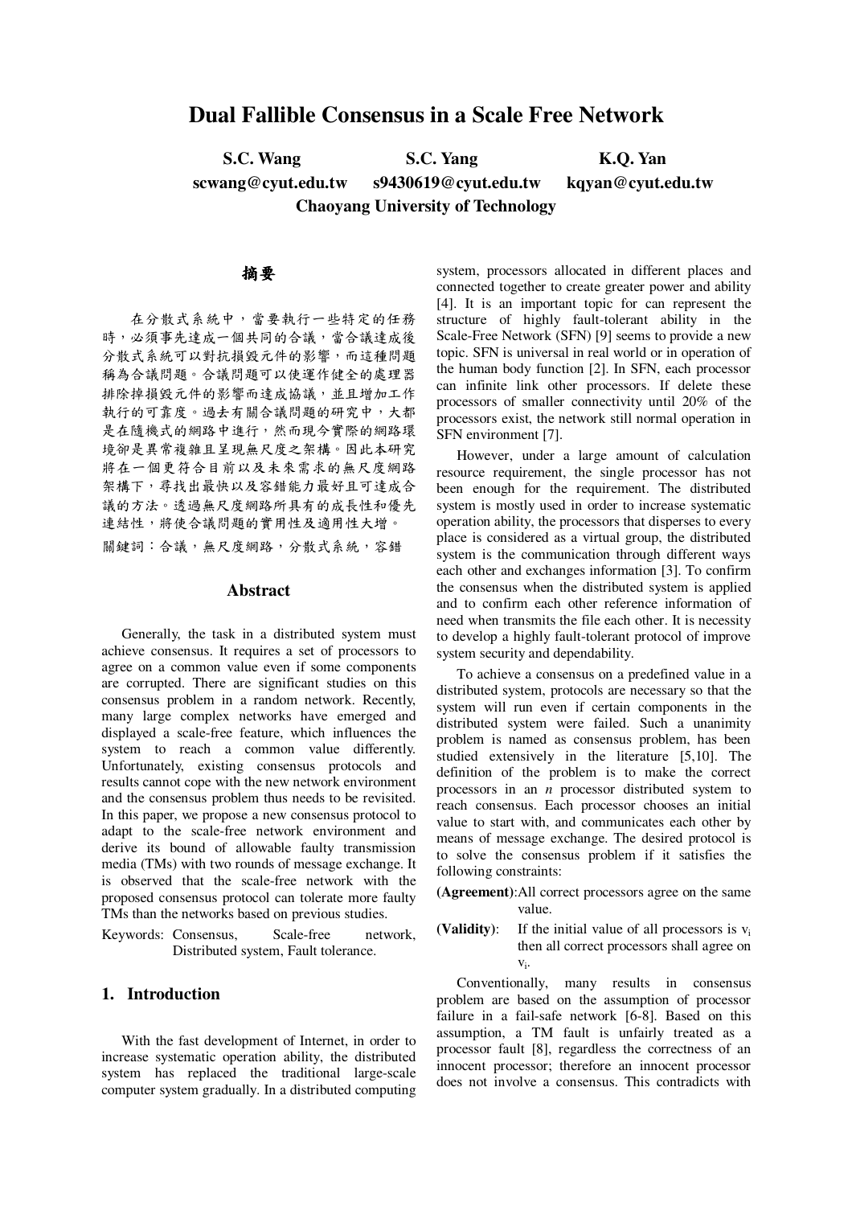# Dual Fallible Consensus in a Scale Free Network

**S.C. Wang** scwang@cyut.edu.tw
**S.C. Yang** s9430619@cyut.edu.tw
**K.Q. Yan** kqyan@cyut.edu.tw

**Chaoyang University of Technology**

## 摘要

在分散式系統中，當要執行一些特定的任務時，必須事先達成一個共同的合議，當合議達成後分散式系統可以對抗損毀元件的影響，而這種問題稱為合議問題。合議問題可以使運作健全的處理器排除掉損毀元件的影響而達成協議，並且增加工作執行的可靠度。過去有關合議問題的研究中，大都是在隨機式的網路中進行，然而現今實際的網路環境卻是異常複雜且呈現無尺度之架構。因此本研究將在一個更符合目前以及未來需求的無尺度網路架構下，尋找出最快以及容錯能力最好且可達成合議的方法。透過無尺度網路所具有的成長性和優先連結性，將使合議問題的實用性及適用性大增。

關鍵詞：合議，無尺度網路，分散式系統，容錯

## Abstract

Generally, the task in a distributed system must achieve consensus. It requires a set of processors to agree on a common value even if some components are corrupted. There are significant studies on this consensus problem in a random network. Recently, many large complex networks have emerged and displayed a scale-free feature, which influences the system to reach a common value differently. Unfortunately, existing consensus protocols and results cannot cope with the new network environment and the consensus problem thus needs to be revisited. In this paper, we propose a new consensus protocol to adapt to the scale-free network environment and derive its bound of allowable faulty transmission media (TMs) with two rounds of message exchange. It is observed that the scale-free network with the proposed consensus protocol can tolerate more faulty TMs than the networks based on previous studies.

Keywords: Consensus, Scale-free network, Distributed system, Fault tolerance.

## 1. Introduction

With the fast development of Internet, in order to increase systematic operation ability, the distributed system has replaced the traditional large-scale computer system gradually. In a distributed computing system, processors allocated in different places and connected together to create greater power and ability [4]. It is an important topic for can represent the structure of highly fault-tolerant ability in the Scale-Free Network (SFN) [9] seems to provide a new topic. SFN is universal in real world or in operation of the human body function [2]. In SFN, each processor can infinite link other processors. If delete these processors of smaller connectivity until 20% of the processors exist, the network still normal operation in SFN environment [7].

However, under a large amount of calculation resource requirement, the single processor has not been enough for the requirement. The distributed system is mostly used in order to increase systematic operation ability, the processors that disperses to every place is considered as a virtual group, the distributed system is the communication through different ways each other and exchanges information [3]. To confirm the consensus when the distributed system is applied and to confirm each other reference information of need when transmits the file each other. It is necessity to develop a highly fault-tolerant protocol of improve system security and dependability.

To achieve a consensus on a predefined value in a distributed system, protocols are necessary so that the system will run even if certain components in the distributed system were failed. Such a unanimity problem is named as consensus problem, has been studied extensively in the literature [5,10]. The definition of the problem is to make the correct processors in an $n$ processor distributed system to reach consensus. Each processor chooses an initial value to start with, and communicates each other by means of message exchange. The desired protocol is to solve the consensus problem if it satisfies the following constraints:

**(Agreement)**: All correct processors agree on the same value.

**(Validity)**: If the initial value of all processors is $v_i$ then all correct processors shall agree on $v_i$.

Conventionally, many results in consensus problem are based on the assumption of processor failure in a fail-safe network [6-8]. Based on this assumption, a TM fault is unfairly treated as a processor fault [8], regardless the correctness of an innocent processor; therefore an innocent processor does not involve a consensus. This contradicts with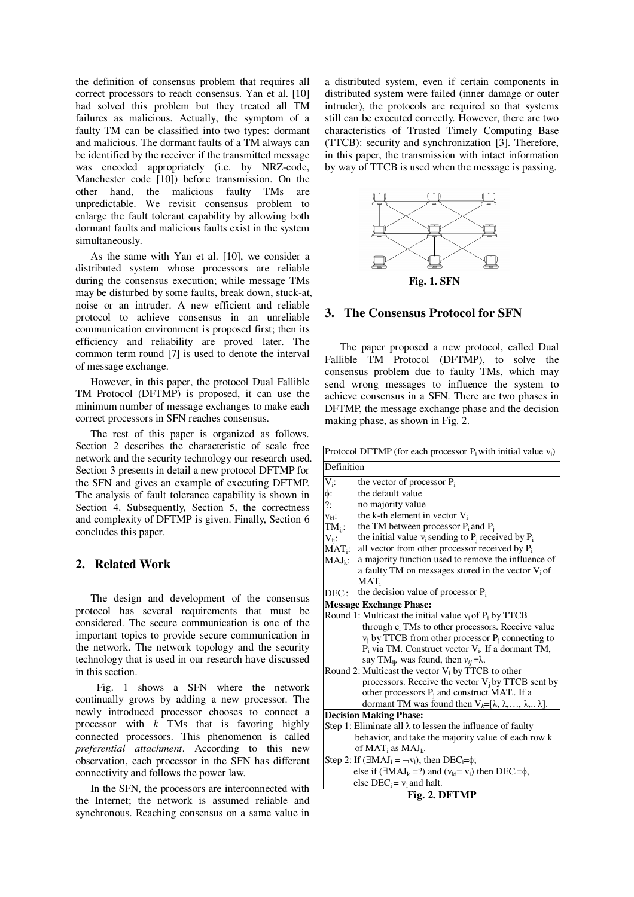the definition of consensus problem that requires all correct processors to reach consensus. Yan et al. [10] had solved this problem but they treated all TM failures as malicious. Actually, the symptom of a faulty TM can be classified into two types: dormant and malicious. The dormant faults of a TM always can be identified by the receiver if the transmitted message was encoded appropriately (i.e. by NRZ-code, Manchester code [10]) before transmission. On the other hand, the malicious faulty TMs are unpredictable. We revisit consensus problem to enlarge the fault tolerant capability by allowing both dormant faults and malicious faults exist in the system simultaneously.

As the same with Yan et al. [10], we consider a distributed system whose processors are reliable during the consensus execution; while message TMs may be disturbed by some faults, break down, stuck-at, noise or an intruder. A new efficient and reliable protocol to achieve consensus in an unreliable communication environment is proposed first; then its efficiency and reliability are proved later. The common term round [7] is used to denote the interval of message exchange.

However, in this paper, the protocol Dual Fallible TM Protocol (DFTMP) is proposed, it can use the minimum number of message exchanges to make each correct processors in SFN reaches consensus.

The rest of this paper is organized as follows. Section 2 describes the characteristic of scale free network and the security technology our research used. Section 3 presents in detail a new protocol DFTMP for the SFN and gives an example of executing DFTMP. The analysis of fault tolerance capability is shown in Section 4. Subsequently, Section 5, the correctness and complexity of DFTMP is given. Finally, Section 6 concludes this paper.

## 2. Related Work

The design and development of the consensus protocol has several requirements that must be considered. The secure communication is one of the important topics to provide secure communication in the network. The network topology and the security technology that is used in our research have discussed in this section.

Fig. 1 shows a SFN where the network continually grows by adding a new processor. The newly introduced processor chooses to connect a processor with $k$ TMs that is favoring highly connected processors. This phenomenon is called *preferential attachment*. According to this new observation, each processor in the SFN has different connectivity and follows the power law.

In the SFN, the processors are interconnected with the Internet; the network is assumed reliable and synchronous. Reaching consensus on a same value in a distributed system, even if certain components in distributed system were failed (inner damage or outer intruder), the protocols are required so that systems still can be executed correctly. However, there are two characteristics of Trusted Timely Computing Base (TTCB): security and synchronization [3]. Therefore, in this paper, the transmission with intact information by way of TTCB is used when the message is passing.

**Fig. 1. SFN**

## 3. The Consensus Protocol for SFN

The paper proposed a new protocol, called Dual Fallible TM Protocol (DFTMP), to solve the consensus problem due to faulty TMs, which may send wrong messages to influence the system to achieve consensus in a SFN. There are two phases in DFTMP, the message exchange phase and the decision making phase, as shown in Fig. 2.

Protocol DFTMP (for each processor $P_i$ with initial value $v_i$)

**Definition**

- $V_i$: the vector of processor $P_i$
- $\phi$: the default value
- ?: no majority value
- $v_{ki}$: the k-th element in vector $V_i$
- $TM_{ij}$: the TM between processor $P_i$ and $P_j$
- $V_{ij}$: the initial value $v_i$ sending to $P_j$ received by $P_i$
- $MAT_i$: all vector from other processor received by $P_i$
- $MAJ_k$: a majority function used to remove the influence of a faulty TM on messages stored in the vector $V_i$ of $MAT_i$
- $DEC_i$: the decision value of processor $P_i$

**Message Exchange Phase:**

Round 1: Multicast the initial value $v_i$ of $P_i$ by TTCB through $c_i$ TMs to other processors. Receive value $v_j$ by TTCB from other processor $P_j$ connecting to $P_i$ via TM. Construct vector $V_i$. If a dormant TM, say $TM_{ij}$, was found, then $v_{ij}=\lambda$.

Round 2: Multicast the vector $V_i$ by TTCB to other processors. Receive the vector $V_j$ by TTCB sent by other processors $P_j$ and construct $MAT_i$. If a dormant TM was found then $V_k=[\lambda, \lambda, \ldots, \lambda, \ldots \lambda]$.

**Decision Making Phase:**

Step 1: Eliminate all $\lambda$ to lessen the influence of faulty behavior, and take the majority value of each row k of $MAT_i$ as $MAJ_k$.

Step 2: If ($\exists MAJ_i = \neg v_i$), then $DEC_i=\phi$;
else if ($\exists MAJ_k =?$) and ($v_{ki}= v_i$) then $DEC_i=\phi$,
else $DEC_i = v_i$ and halt.

**Fig. 2. DFTMP**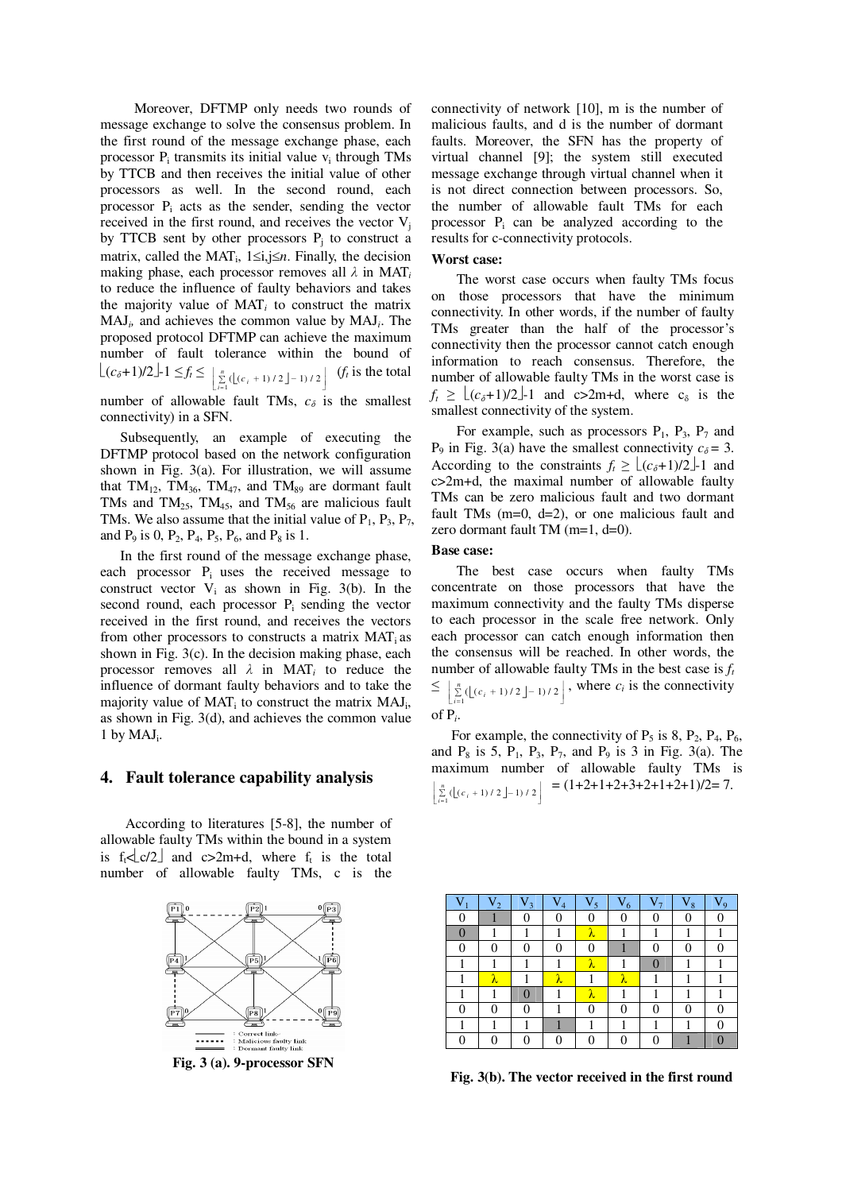Moreover, DFTMP only needs two rounds of message exchange to solve the consensus problem. In the first round of the message exchange phase, each processor $P_i$ transmits its initial value $v_i$ through TMs by TTCB and then receives the initial value of other processors as well. In the second round, each processor $P_i$ acts as the sender, sending the vector received in the first round, and receives the vector $V_j$ by TTCB sent by other processors $P_j$ to construct a matrix, called the $MAT_i$, $1 \le i,j \le n$. Finally, the decision making phase, each processor removes all $\lambda$ in $MAT_i$ to reduce the influence of faulty behaviors and takes the majority value of $MAT_i$ to construct the matrix $MAJ_i$, and achieves the common value by $MAJ_i$. The proposed protocol DFTMP can achieve the maximum number of fault tolerance within the bound of $\lfloor (c_\delta+1)/2 \rfloor - 1 \le f_t \le \left\lfloor \sum_{i=1}^{n} (\lfloor (c_i+1)/2 \rfloor - 1)/2 \right\rfloor$ ($f_t$ is the total number of allowable fault TMs, $c_\delta$ is the smallest connectivity) in a SFN.

Subsequently, an example of executing the DFTMP protocol based on the network configuration shown in Fig. 3(a). For illustration, we will assume that $TM_{12}$, $TM_{36}$, $TM_{47}$, and $TM_{89}$ are dormant fault TMs and $TM_{25}$, $TM_{45}$, and $TM_{56}$ are malicious fault TMs. We also assume that the initial value of $P_1$, $P_3$, $P_7$, and $P_9$ is 0, $P_2$, $P_4$, $P_5$, $P_6$, and $P_8$ is 1.

In the first round of the message exchange phase, each processor $P_i$ uses the received message to construct vector $V_i$ as shown in Fig. 3(b). In the second round, each processor $P_i$ sending the vector received in the first round, and receives the vectors from other processors to constructs a matrix $MAT_i$ as shown in Fig. 3(c). In the decision making phase, each processor removes all $\lambda$ in $MAT_i$ to reduce the influence of dormant faulty behaviors and to take the majority value of $MAT_i$ to construct the matrix $MAJ_i$, as shown in Fig. 3(d), and achieves the common value 1 by $MAJ_i$.

## 4. Fault tolerance capability analysis

According to literatures [5-8], the number of allowable faulty TMs within the bound in a system is $f_t < \lfloor c/2 \rfloor$ and $c > 2m+d$, where $f_t$ is the total number of allowable faulty TMs, c is the connectivity of network [10], m is the number of malicious faults, and d is the number of dormant faults. Moreover, the SFN has the property of virtual channel [9]; the system still executed message exchange through virtual channel when it is not direct connection between processors. So, the number of allowable fault TMs for each processor $P_i$ can be analyzed according to the results for c-connectivity protocols.

**Worst case:**

The worst case occurs when faulty TMs focus on those processors that have the minimum connectivity. In other words, if the number of faulty TMs greater than the half of the processor's connectivity then the processor cannot catch enough information to reach consensus. Therefore, the number of allowable faulty TMs in the worst case is $f_t \ge \lfloor (c_\delta+1)/2 \rfloor - 1$ and $c > 2m+d$, where $c_\delta$ is the smallest connectivity of the system.

For example, such as processors $P_1$, $P_3$, $P_7$ and $P_9$ in Fig. 3(a) have the smallest connectivity $c_\delta = 3$. According to the constraints $f_t \ge \lfloor (c_\delta+1)/2 \rfloor - 1$ and $c > 2m+d$, the maximal number of allowable faulty TMs can be zero malicious fault and two dormant fault TMs (m=0, d=2), or one malicious fault and zero dormant fault TM (m=1, d=0).

**Base case:**

The best case occurs when faulty TMs concentrate on those processors that have the maximum connectivity and the faulty TMs disperse to each processor in the scale free network. Only each processor can catch enough information then the consensus will be reached. In other words, the number of allowable faulty TMs in the best case is $f_t \le \left\lfloor \sum_{i=1}^{n} (\lfloor (c_i+1)/2 \rfloor - 1)/2 \right\rfloor$, where $c_i$ is the connectivity of $P_i$.

For example, the connectivity of $P_5$ is 8, $P_2$, $P_4$, $P_6$, and $P_8$ is 5, $P_1$, $P_3$, $P_7$, and $P_9$ is 3 in Fig. 3(a). The maximum number of allowable faulty TMs is $\left\lfloor \sum_{i=1}^{n} (\lfloor (c_i+1)/2 \rfloor - 1)/2 \right\rfloor$ = (1+2+1+2+3+2+1+2+1)/2= 7.

**Fig. 3 (a). 9-processor SFN**

| $V_1$ | $V_2$ | $V_3$ | $V_4$ | $V_5$ | $V_6$ | $V_7$ | $V_8$ | $V_9$ |
|---|---|---|---|---|---|---|---|---|
| 0 | 1 | 0 | 0 | 0 | 0 | 0 | 0 | 0 |
| 0 | 1 | 1 | 1 | λ | 1 | 1 | 1 | 1 |
| 0 | 0 | 0 | 0 | 0 | 1 | 0 | 0 | 0 |
| 1 | 1 | 1 | 1 | λ | 1 | 0 | 1 | 1 |
| 1 | λ | 1 | λ | 1 | λ | 1 | 1 | 1 |
| 1 | 1 | 0 | 1 | λ | 1 | 1 | 1 | 1 |
| 0 | 0 | 0 | 1 | 0 | 0 | 0 | 0 | 0 |
| 1 | 1 | 1 | 1 | 1 | 1 | 1 | 1 | 0 |
| 0 | 0 | 0 | 0 | 0 | 0 | 0 | 1 | 0 |

**Fig. 3(b). The vector received in the first round**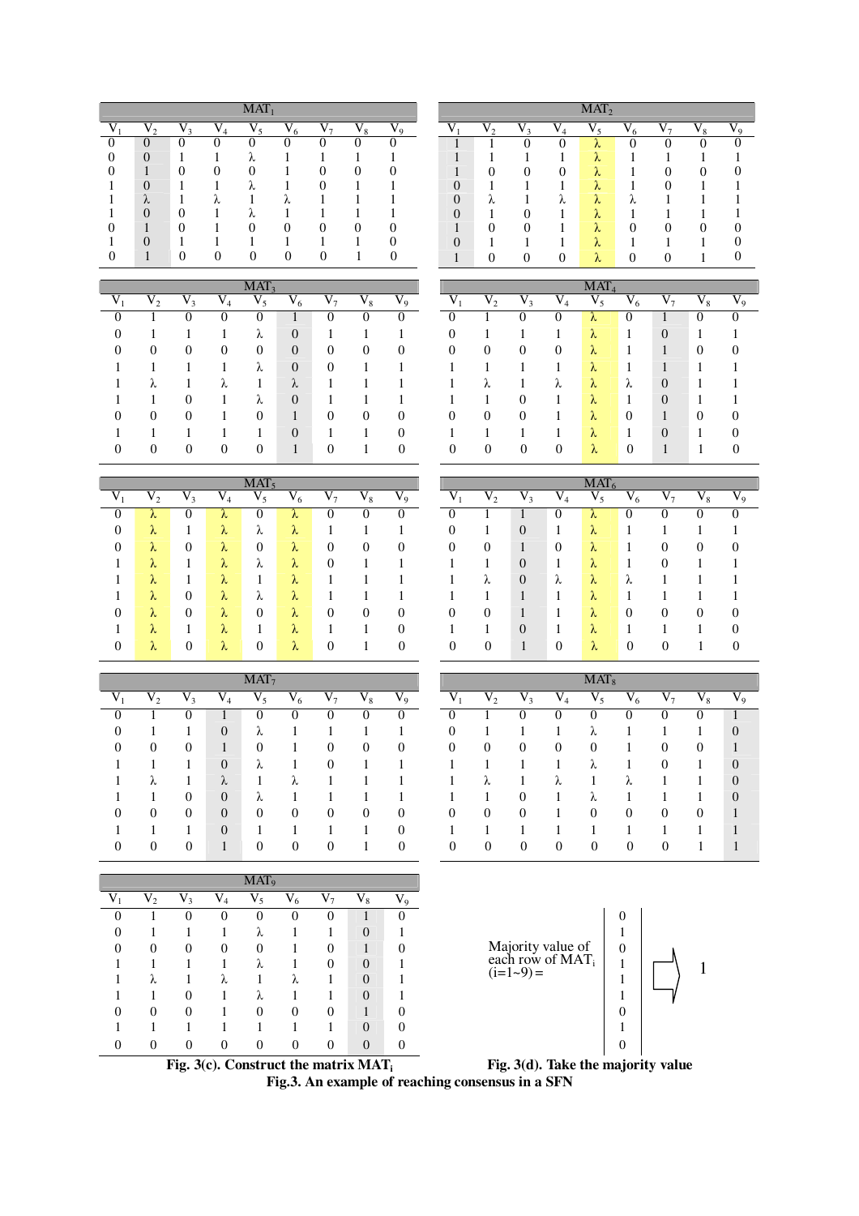**MAT₁**

| $V_1$ | $V_2$ | $V_3$ | $V_4$ | $V_5$ | $V_6$ | $V_7$ | $V_8$ | $V_9$ |
|---|---|---|---|---|---|---|---|---|
| 0 | 0 | 0 | 0 | 0 | 0 | 0 | 0 | 0 |
| 0 | 0 | 1 | 1 | λ | 1 | 1 | 1 | 1 |
| 0 | 1 | 0 | 0 | 0 | 1 | 0 | 0 | 0 |
| 1 | 0 | 1 | 1 | λ | 1 | 0 | 1 | 1 |
| 1 | λ | 1 | λ | 1 | λ | 1 | 1 | 1 |
| 1 | 0 | 0 | 1 | λ | 1 | 1 | 1 | 1 |
| 0 | 1 | 0 | 1 | 0 | 0 | 0 | 0 | 0 |
| 1 | 0 | 1 | 1 | 1 | 1 | 1 | 1 | 0 |
| 0 | 1 | 0 | 0 | 0 | 0 | 0 | 1 | 0 |

**MAT₂**

| $V_1$ | $V_2$ | $V_3$ | $V_4$ | $V_5$ | $V_6$ | $V_7$ | $V_8$ | $V_9$ |
|---|---|---|---|---|---|---|---|---|
| 1 | 1 | 0 | 0 | λ | 0 | 0 | 0 | 0 |
| 1 | 1 | 1 | 1 | λ | 1 | 1 | 1 | 1 |
| 1 | 0 | 0 | 0 | λ | 1 | 0 | 0 | 0 |
| 0 | 1 | 1 | 1 | λ | 1 | 0 | 1 | 1 |
| 0 | λ | 1 | λ | λ | λ | 1 | 1 | 1 |
| 0 | 1 | 0 | 1 | λ | 1 | 1 | 1 | 1 |
| 1 | 0 | 0 | 1 | λ | 0 | 0 | 0 | 0 |
| 0 | 1 | 1 | 1 | λ | 1 | 1 | 1 | 0 |
| 1 | 0 | 0 | 0 | λ | 0 | 0 | 1 | 0 |

**MAT₃**

| $V_1$ | $V_2$ | $V_3$ | $V_4$ | $V_5$ | $V_6$ | $V_7$ | $V_8$ | $V_9$ |
|---|---|---|---|---|---|---|---|---|
| 0 | 1 | 0 | 0 | 0 | 1 | 0 | 0 | 0 |
| 0 | 1 | 1 | 1 | λ | 0 | 1 | 1 | 1 |
| 0 | 0 | 0 | 0 | 0 | 0 | 0 | 0 | 0 |
| 1 | 1 | 1 | 1 | λ | 0 | 0 | 1 | 1 |
| 1 | λ | 1 | λ | 1 | λ | 1 | 1 | 1 |
| 1 | 1 | 0 | 1 | λ | 0 | 1 | 1 | 1 |
| 0 | 0 | 0 | 1 | 0 | 1 | 0 | 0 | 0 |
| 1 | 1 | 1 | 1 | 1 | 0 | 1 | 1 | 0 |
| 0 | 0 | 0 | 0 | 0 | 1 | 0 | 1 | 0 |

**MAT₄**

| $V_1$ | $V_2$ | $V_3$ | $V_4$ | $V_5$ | $V_6$ | $V_7$ | $V_8$ | $V_9$ |
|---|---|---|---|---|---|---|---|---|
| 0 | 1 | 0 | 0 | λ | 0 | 1 | 0 | 0 |
| 0 | 1 | 1 | 1 | λ | 1 | 0 | 1 | 1 |
| 0 | 0 | 0 | 0 | λ | 1 | 1 | 0 | 0 |
| 1 | 1 | 1 | 1 | λ | 1 | 1 | 1 | 1 |
| 1 | λ | 1 | λ | λ | λ | 0 | 1 | 1 |
| 1 | 1 | 0 | 1 | λ | 1 | 0 | 1 | 1 |
| 0 | 0 | 0 | 1 | λ | 0 | 1 | 0 | 0 |
| 1 | 1 | 1 | 1 | λ | 1 | 0 | 1 | 0 |
| 0 | 0 | 0 | 0 | λ | 0 | 1 | 1 | 0 |

**MAT₅**

| $V_1$ | $V_2$ | $V_3$ | $V_4$ | $V_5$ | $V_6$ | $V_7$ | $V_8$ | $V_9$ |
|---|---|---|---|---|---|---|---|---|
| 0 | λ | 0 | λ | 0 | λ | 0 | 0 | 0 |
| 0 | λ | 1 | λ | λ | λ | 1 | 1 | 1 |
| 0 | λ | 0 | λ | 0 | λ | 0 | 0 | 0 |
| 1 | λ | 1 | λ | λ | λ | 0 | 1 | 1 |
| 1 | λ | 1 | λ | 1 | λ | 1 | 1 | 1 |
| 1 | λ | 0 | λ | λ | λ | 1 | 1 | 1 |
| 0 | λ | 0 | λ | 0 | λ | 0 | 0 | 0 |
| 1 | λ | 1 | λ | 1 | λ | 1 | 1 | 0 |
| 0 | λ | 0 | λ | 0 | λ | 0 | 1 | 0 |

**MAT₆**

| $V_1$ | $V_2$ | $V_3$ | $V_4$ | $V_5$ | $V_6$ | $V_7$ | $V_8$ | $V_9$ |
|---|---|---|---|---|---|---|---|---|
| 0 | 1 | 1 | 0 | λ | 0 | 0 | 0 | 0 |
| 0 | 1 | 0 | 1 | λ | 1 | 1 | 1 | 1 |
| 0 | 0 | 1 | 0 | λ | 1 | 0 | 0 | 0 |
| 1 | 1 | 0 | 1 | λ | 1 | 0 | 1 | 1 |
| 1 | λ | 0 | λ | λ | λ | 1 | 1 | 1 |
| 1 | 1 | 1 | 1 | λ | 1 | 1 | 1 | 1 |
| 0 | 0 | 1 | 1 | λ | 0 | 0 | 0 | 0 |
| 1 | 1 | 0 | 1 | λ | 1 | 1 | 1 | 0 |
| 0 | 0 | 1 | 0 | λ | 0 | 0 | 1 | 0 |

**MAT₇**

| $V_1$ | $V_2$ | $V_3$ | $V_4$ | $V_5$ | $V_6$ | $V_7$ | $V_8$ | $V_9$ |
|---|---|---|---|---|---|---|---|---|
| 0 | 1 | 0 | 1 | 0 | 0 | 0 | 0 | 0 |
| 0 | 1 | 1 | 0 | λ | 1 | 1 | 1 | 1 |
| 0 | 0 | 0 | 1 | 0 | 1 | 0 | 0 | 0 |
| 1 | 1 | 1 | 0 | λ | 1 | 0 | 1 | 1 |
| 1 | λ | 1 | λ | 1 | λ | 1 | 1 | 1 |
| 1 | 1 | 0 | 0 | λ | 1 | 1 | 1 | 1 |
| 0 | 0 | 0 | 0 | 0 | 0 | 0 | 0 | 0 |
| 1 | 1 | 1 | 0 | 1 | 1 | 1 | 1 | 0 |
| 0 | 0 | 0 | 1 | 0 | 0 | 0 | 1 | 0 |

**MAT₈**

| $V_1$ | $V_2$ | $V_3$ | $V_4$ | $V_5$ | $V_6$ | $V_7$ | $V_8$ | $V_9$ |
|---|---|---|---|---|---|---|---|---|
| 0 | 1 | 0 | 0 | 0 | 0 | 0 | 0 | 1 |
| 0 | 1 | 1 | 1 | λ | 1 | 1 | 1 | 0 |
| 0 | 0 | 0 | 0 | 0 | 1 | 0 | 0 | 1 |
| 1 | 1 | 1 | 1 | λ | 1 | 0 | 1 | 0 |
| 1 | λ | 1 | λ | 1 | λ | 1 | 1 | 0 |
| 1 | 1 | 0 | 1 | λ | 1 | 1 | 1 | 0 |
| 0 | 0 | 0 | 1 | 0 | 0 | 0 | 0 | 1 |
| 1 | 1 | 1 | 1 | 1 | 1 | 1 | 1 | 1 |
| 0 | 0 | 0 | 0 | 0 | 0 | 0 | 1 | 1 |

**MAT₉**

| $V_1$ | $V_2$ | $V_3$ | $V_4$ | $V_5$ | $V_6$ | $V_7$ | $V_8$ | $V_9$ |
|---|---|---|---|---|---|---|---|---|
| 0 | 1 | 0 | 0 | 0 | 0 | 0 | 1 | 0 |
| 0 | 1 | 1 | 1 | λ | 1 | 1 | 0 | 1 |
| 0 | 0 | 0 | 0 | 0 | 1 | 0 | 1 | 0 |
| 1 | 1 | 1 | 1 | λ | 1 | 0 | 0 | 1 |
| 1 | λ | 1 | λ | 1 | λ | 1 | 0 | 1 |
| 1 | 1 | 0 | 1 | λ | 1 | 1 | 0 | 1 |
| 0 | 0 | 0 | 1 | 0 | 0 | 0 | 1 | 0 |
| 1 | 1 | 1 | 1 | 1 | 1 | 1 | 0 | 0 |
| 0 | 0 | 0 | 0 | 0 | 0 | 0 | 0 | 0 |

**Fig. 3(c). Construct the matrix $MAT_i$**

Majority value of each row of $MAT_i$ $(i=1\sim9) =$

| |
|---|
| 0 |
| 1 |
| 0 |
| 1 |
| 1 |
| 1 |
| 0 |
| 1 |
| 0 |

⇒ 1

**Fig. 3(d). Take the majority value**

**Fig.3. An example of reaching consensus in a SFN**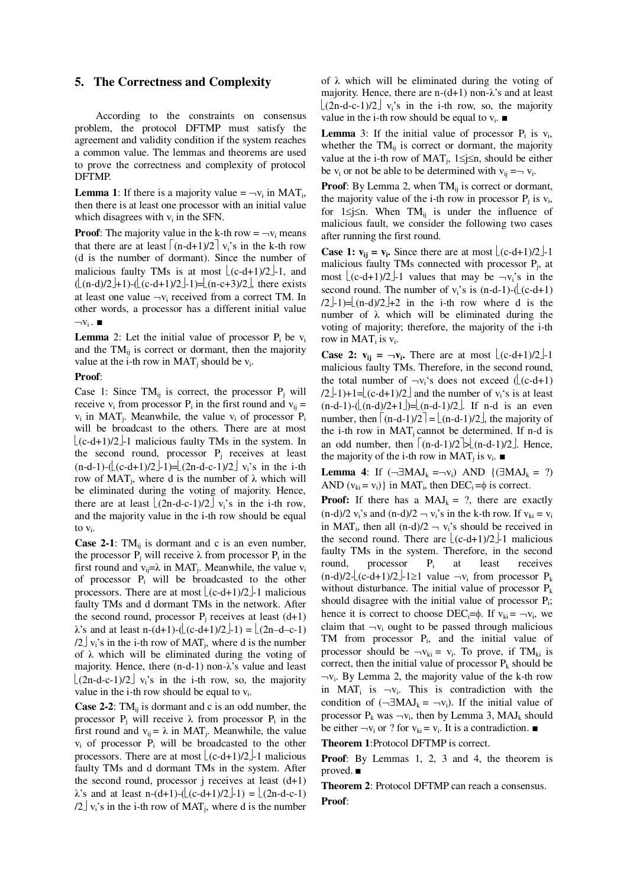## 5. The Correctness and Complexity

According to the constraints on consensus problem, the protocol DFTMP must satisfy the agreement and validity condition if the system reaches a common value. The lemmas and theorems are used to prove the correctness and complexity of protocol DFTMP.

**Lemma 1**: If there is a majority value $= \neg v_i$ in $MAT_i$, then there is at least one processor with an initial value which disagrees with $v_i$ in the SFN.

**Proof**: The majority value in the k-th row $= \neg v_i$ means that there are at least $\lceil (n-d+1)/2 \rceil$ $v_i$'s in the k-th row (d is the number of dormant). Since the number of malicious faulty TMs is at most $\lfloor (c-d+1)/2 \rfloor -1$, and $(\lfloor (n-d)/2 \rfloor +1)-(\lfloor (c-d+1)/2 \rfloor -1)=\lfloor (n-c+3)/2 \rfloor$, there exists at least one value $\neg v_i$ received from a correct TM. In other words, a processor has a different initial value $\neg v_i$. ■

**Lemma 2**: Let the initial value of processor $P_i$ be $v_i$ and the $TM_{ij}$ is correct or dormant, then the majority value at the i-th row in $MAT_j$ should be $v_i$.

**Proof**:

Case 1: Since $TM_{ij}$ is correct, the processor $P_j$ will receive $v_i$ from processor $P_i$ in the first round and $v_{ij} = v_i$ in $MAT_j$. Meanwhile, the value $v_i$ of processor $P_i$ will be broadcast to the others. There are at most $\lfloor (c-d+1)/2 \rfloor -1$ malicious faulty TMs in the system. In the second round, processor $P_j$ receives at least $(n-d-1)-(\lfloor (c-d+1)/2 \rfloor -1)=\lfloor (2n-d-c-1)/2 \rfloor$ $v_i$'s in the i-th row of $MAT_j$, where d is the number of $\lambda$ which will be eliminated during the voting of majority. Hence, there are at least $\lfloor (2n-d-c-1)/2 \rfloor$ $v_i$'s in the i-th row, and the majority value in the i-th row should be equal to $v_i$.

**Case 2-1**: $TM_{ij}$ is dormant and c is an even number, the processor $P_j$ will receive $\lambda$ from processor $P_i$ in the first round and $v_{ij}=\lambda$ in $MAT_j$. Meanwhile, the value $v_i$ of processor $P_i$ will be broadcasted to the other processors. There are at most $\lfloor (c-d+1)/2 \rfloor -1$ malicious faulty TMs and d dormant TMs in the network. After the second round, processor $P_j$ receives at least (d+1) $\lambda$'s and at least $n-(d+1)-(\lfloor (c-d+1)/2 \rfloor -1) = \lfloor (2n-d-c-1)/2 \rfloor$ $v_i$'s in the i-th row of $MAT_j$, where d is the number of $\lambda$ which will be eliminated during the voting of majority. Hence, there (n-d-1) non-$\lambda$'s value and least $\lfloor (2n-d-c-1)/2 \rfloor$ $v_i$'s in the i-th row, so, the majority value in the i-th row should be equal to $v_i$.

**Case 2-2**: $TM_{ij}$ is dormant and c is an odd number, the processor $P_j$ will receive $\lambda$ from processor $P_i$ in the first round and $v_{ij} = \lambda$ in $MAT_j$. Meanwhile, the value $v_i$ of processor $P_i$ will be broadcasted to the other processors. There are at most $\lfloor (c-d+1)/2 \rfloor -1$ malicious faulty TMs and d dormant TMs in the system. After the second round, processor j receives at least (d+1) $\lambda$'s and at least $n-(d+1)-(\lfloor (c-d+1)/2 \rfloor -1) = \lfloor (2n-d-c-1)/2 \rfloor$ $v_i$'s in the i-th row of $MAT_j$, where d is the number of $\lambda$ which will be eliminated during the voting of majority. Hence, there are n-(d+1) non-$\lambda$'s and at least $\lfloor (2n-d-c-1)/2 \rfloor$ $v_i$'s in the i-th row, so, the majority value in the i-th row should be equal to $v_i$. ■

**Lemma 3**: If the initial value of processor $P_i$ is $v_i$, whether the $TM_{ij}$ is correct or dormant, the majority value at the i-th row of $MAT_j$, $1 \le j \le n$, should be either $v_i$ or not be able to be determined with $v_{ij} = \neg v_i$.

**Proof**: By Lemma 2, when $TM_{ij}$ is correct or dormant, the majority value of the i-th row in processor $P_j$ is $v_i$, for $1 \le j \le n$. When $TM_{ij}$ is under the influence of malicious fault, we consider the following two cases after running the first round.

**Case 1: $v_{ij} = v_i$.** Since there are at most $\lfloor (c-d+1)/2 \rfloor -1$ malicious faulty TMs connected with processor $P_j$, at most $\lfloor (c-d+1)/2 \rfloor -1$ values that may be $\neg v_i$'s in the second round. The number of $v_i$'s is $(n-d-1)-(\lfloor (c-d+1)/2 \rfloor -1)=\lfloor (n-d)/2 \rfloor +2$ in the i-th row where d is the number of $\lambda$ which will be eliminated during the voting of majority; therefore, the majority of the i-th row in $MAT_i$ is $v_i$.

**Case 2: $v_{ij} = \neg v_i$.** There are at most $\lfloor (c-d+1)/2 \rfloor -1$ malicious faulty TMs. Therefore, in the second round, the total number of $\neg v_i$'s does not exceed $(\lfloor (c-d+1)/2 \rfloor -1)+1=\lfloor (c-d+1)/2 \rfloor$ and the number of $v_i$'s is at least $(n-d-1)-(\lfloor (n-d)/2+1 \rfloor)=\lfloor (n-d-1)/2 \rfloor$. If n-d is an even number, then $\lceil (n-d-1)/2 \rceil = \lfloor (n-d-1)/2 \rfloor$, the majority of the i-th row in $MAT_j$ cannot be determined. If n-d is an odd number, then $\lceil (n-d-1)/2 \rceil > \lfloor (n-d-1)/2 \rfloor$. Hence, the majority of the i-th row in $MAT_j$ is $v_i$. ■

**Lemma 4**: If $(\neg \exists MAJ_k = \neg v_i)$ AND $\{(\exists MAJ_k = ?)$ AND $(v_{ki} = v_i)\}$ in $MAT_i$, then $DEC_i = \phi$ is correct.

**Proof:** If there has a $MAJ_k = ?$, there are exactly $(n-d)/2$ $v_i$'s and $(n-d)/2$ $\neg v_i$'s in the k-th row. If $v_{ki} = v_i$ in $MAT_i$, then all $(n-d)/2$ $\neg v_i$'s should be received in the second round. There are $\lfloor (c-d+1)/2 \rfloor -1$ malicious faulty TMs in the system. Therefore, in the second round, processor $P_i$ at least receives $(n-d)/2-\lfloor (c-d+1)/2 \rfloor -1 \ge 1$ value $\neg v_i$ from processor $P_k$ without disturbance. The initial value of processor $P_k$ should disagree with the initial value of processor $P_i$; hence it is correct to choose $DEC_i=\phi$. If $v_{ki} = \neg v_i$, we claim that $\neg v_i$ ought to be passed through malicious TM from processor $P_i$, and the initial value of processor should be $\neg v_{ki} = v_i$. To prove, if $TM_{ki}$ is correct, then the initial value of processor $P_k$ should be $\neg v_i$. By Lemma 2, the majority value of the k-th row in $MAT_i$ is $\neg v_i$. This is contradiction with the condition of $(\neg \exists MAJ_k = \neg v_i)$. If the initial value of processor $P_k$ was $\neg v_i$, then by Lemma 3, $MAJ_k$ should be either $\neg v_i$ or ? for $v_{ki} = v_i$. It is a contradiction. ■

**Theorem 1**: Protocol DFTMP is correct.

**Proof**: By Lemmas 1, 2, 3 and 4, the theorem is proved. ■

**Theorem 2**: Protocol DFTMP can reach a consensus.

**Proof**: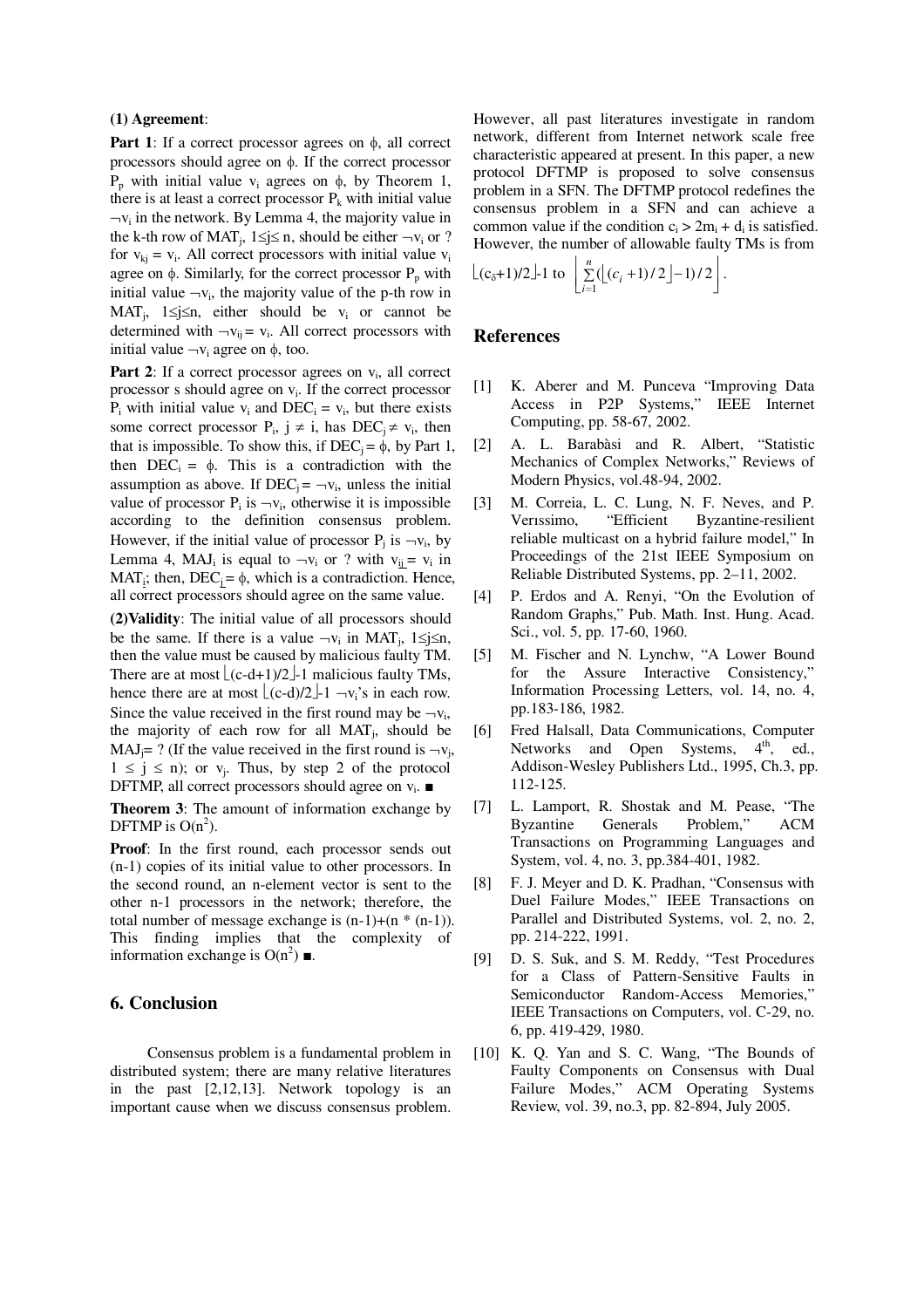**(1) Agreement**:

**Part 1**: If a correct processor agrees on $\phi$, all correct processors should agree on $\phi$. If the correct processor $P_p$ with initial value $v_i$ agrees on $\phi$, by Theorem 1, there is at least a correct processor $P_k$ with initial value $\neg v_i$ in the network. By Lemma 4, the majority value in the k-th row of $MAT_j$, $1 \leq j \leq n$, should be either $\neg v_i$ or ? for $v_{kj} = v_i$. All correct processors with initial value $v_i$ agree on $\phi$. Similarly, for the correct processor $P_p$ with initial value $\neg v_i$, the majority value of the p-th row in $MAT_j$, $1 \leq j \leq n$, either should be $v_i$ or cannot be determined with $\neg v_{ij} = v_i$. All correct processors with initial value $\neg v_i$ agree on $\phi$, too.

**Part 2**: If a correct processor agrees on $v_i$, all correct processor s should agree on $v_i$. If the correct processor $P_i$ with initial value $v_i$ and $DEC_i = v_i$, but there exists some correct processor $P_i$, $j \neq i$, has $DEC_j \neq v_i$, then that is impossible. To show this, if $DEC_j = \phi$, by Part 1, then $DEC_i = \phi$. This is a contradiction with the assumption as above. If $DEC_j = \neg v_i$, unless the initial value of processor $P_i$ is $\neg v_i$, otherwise it is impossible according to the definition consensus problem. However, if the initial value of processor $P_j$ is $\neg v_i$, by Lemma 4, $MAJ_i$ is equal to $\neg v_i$ or ? with $v_{ii} = v_i$ in $MAT_i$; then, $DEC_i = \phi$, which is a contradiction. Hence, all correct processors should agree on the same value.

**(2)Validity**: The initial value of all processors should be the same. If there is a value $\neg v_i$ in $MAT_j$, $1 \leq j \leq n$, then the value must be caused by malicious faulty TM. There are at most $\lfloor (c-d+1)/2 \rfloor$-1 malicious faulty TMs, hence there are at most $\lfloor (c-d)/2 \rfloor$-1 $\neg v_i$'s in each row. Since the value received in the first round may be $\neg v_i$, the majority of each row for all $MAT_j$, should be $MAJ_j$= ? (If the value received in the first round is $\neg v_j$, $1 \leq j \leq n$); or $v_j$. Thus, by step 2 of the protocol DFTMP, all correct processors should agree on $v_i$. ■

**Theorem 3**: The amount of information exchange by DFTMP is $O(n^2)$.

**Proof**: In the first round, each processor sends out (n-1) copies of its initial value to other processors. In the second round, an n-element vector is sent to the other n-1 processors in the network; therefore, the total number of message exchange is $(n-1)+(n * (n-1))$. This finding implies that the complexity of information exchange is $O(n^2)$ ■.

## 6. Conclusion

Consensus problem is a fundamental problem in distributed system; there are many relative literatures in the past [2,12,13]. Network topology is an important cause when we discuss consensus problem. However, all past literatures investigate in random network, different from Internet network scale free characteristic appeared at present. In this paper, a new protocol DFTMP is proposed to solve consensus problem in a SFN. The DFTMP protocol redefines the consensus problem in a SFN and can achieve a common value if the condition $c_i > 2m_i + d_i$ is satisfied. However, the number of allowable faulty TMs is from $\lfloor (c_\delta+1)/2 \rfloor$-1 to $\left\lfloor \sum_{i=1}^{n} (\lfloor (c_i+1)/2 \rfloor - 1)/2 \right\rfloor$.

## References

[1] K. Aberer and M. Punceva "Improving Data Access in P2P Systems," IEEE Internet Computing, pp. 58-67, 2002.

[2] A. L. Barabàsi and R. Albert, "Statistic Mechanics of Complex Networks," Reviews of Modern Physics, vol.48-94, 2002.

[3] M. Correia, L. C. Lung, N. F. Neves, and P. Verissimo, "Efficient Byzantine-resilient reliable multicast on a hybrid failure model," In Proceedings of the 21st IEEE Symposium on Reliable Distributed Systems, pp. 2–11, 2002.

[4] P. Erdos and A. Renyi, "On the Evolution of Random Graphs," Pub. Math. Inst. Hung. Acad. Sci., vol. 5, pp. 17-60, 1960.

[5] M. Fischer and N. Lynchw, "A Lower Bound for the Assure Interactive Consistency," Information Processing Letters, vol. 14, no. 4, pp.183-186, 1982.

[6] Fred Halsall, Data Communications, Computer Networks and Open Systems, 4th, ed., Addison-Wesley Publishers Ltd., 1995, Ch.3, pp. 112-125.

[7] L. Lamport, R. Shostak and M. Pease, "The Byzantine Generals Problem," ACM Transactions on Programming Languages and System, vol. 4, no. 3, pp.384-401, 1982.

[8] F. J. Meyer and D. K. Pradhan, "Consensus with Duel Failure Modes," IEEE Transactions on Parallel and Distributed Systems, vol. 2, no. 2, pp. 214-222, 1991.

[9] D. S. Suk, and S. M. Reddy, "Test Procedures for a Class of Pattern-Sensitive Faults in Semiconductor Random-Access Memories," IEEE Transactions on Computers, vol. C-29, no. 6, pp. 419-429, 1980.

[10] K. Q. Yan and S. C. Wang, "The Bounds of Faulty Components on Consensus with Dual Failure Modes," ACM Operating Systems Review, vol. 39, no.3, pp. 82-894, July 2005.